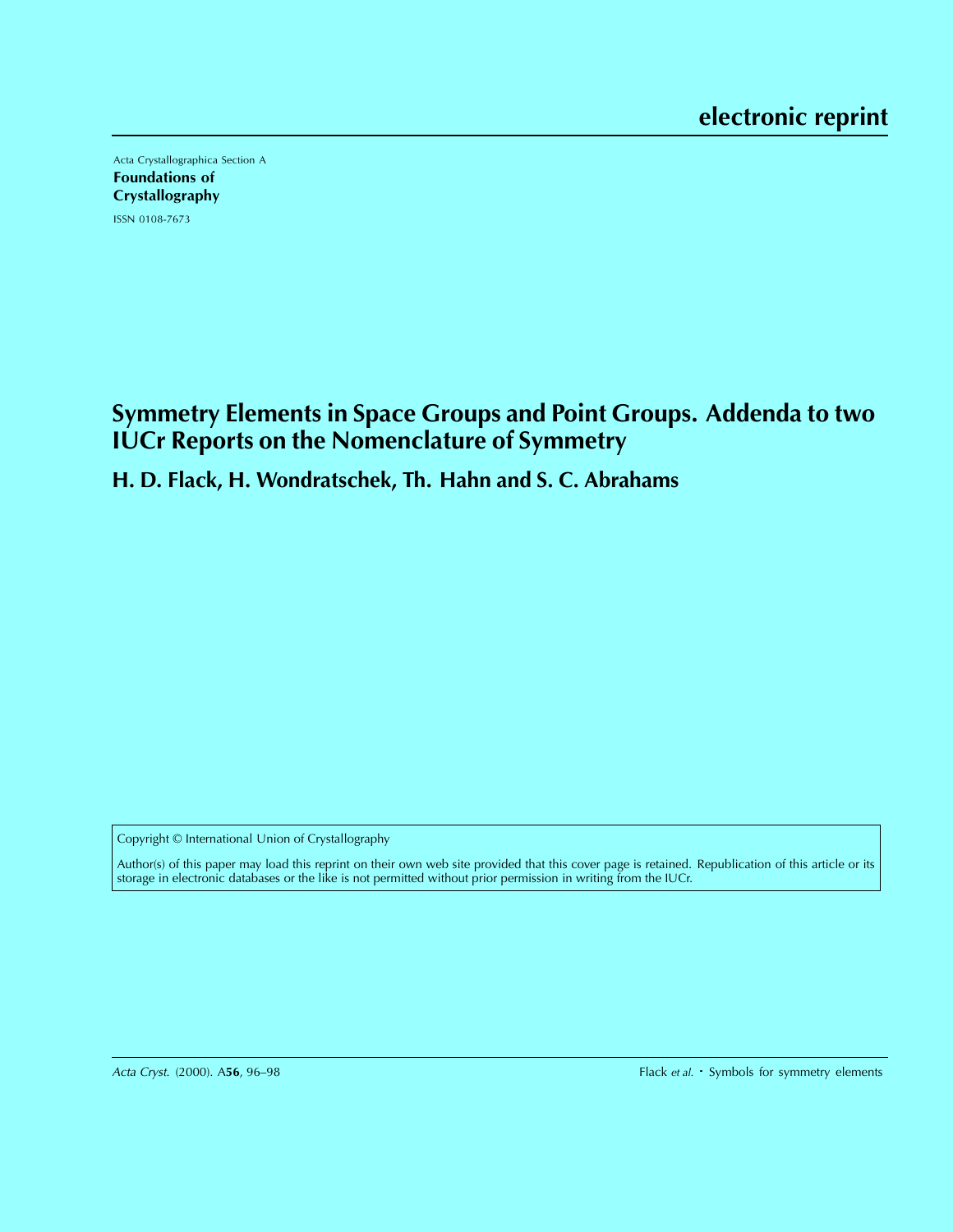electronic reprint

Acta Crystallographica Section A

**Foundations of Crystallography**

ISSN 0108-7673

# Symmetry Elements in Space Groups and Point Groups. Addenda to two IUCr Reports on the Nomenclature of Symmetry

**H. D. Flack, H. Wondratschek, Th. Hahn and S. C. Abrahams**

Copyright © International Union of Crystallography

Author(s) of this paper may load this reprint on their own web site provided that this cover page is retained. Republication of this article or its storage in electronic databases or the like is not permitted without prior permission in writing from the IUCr.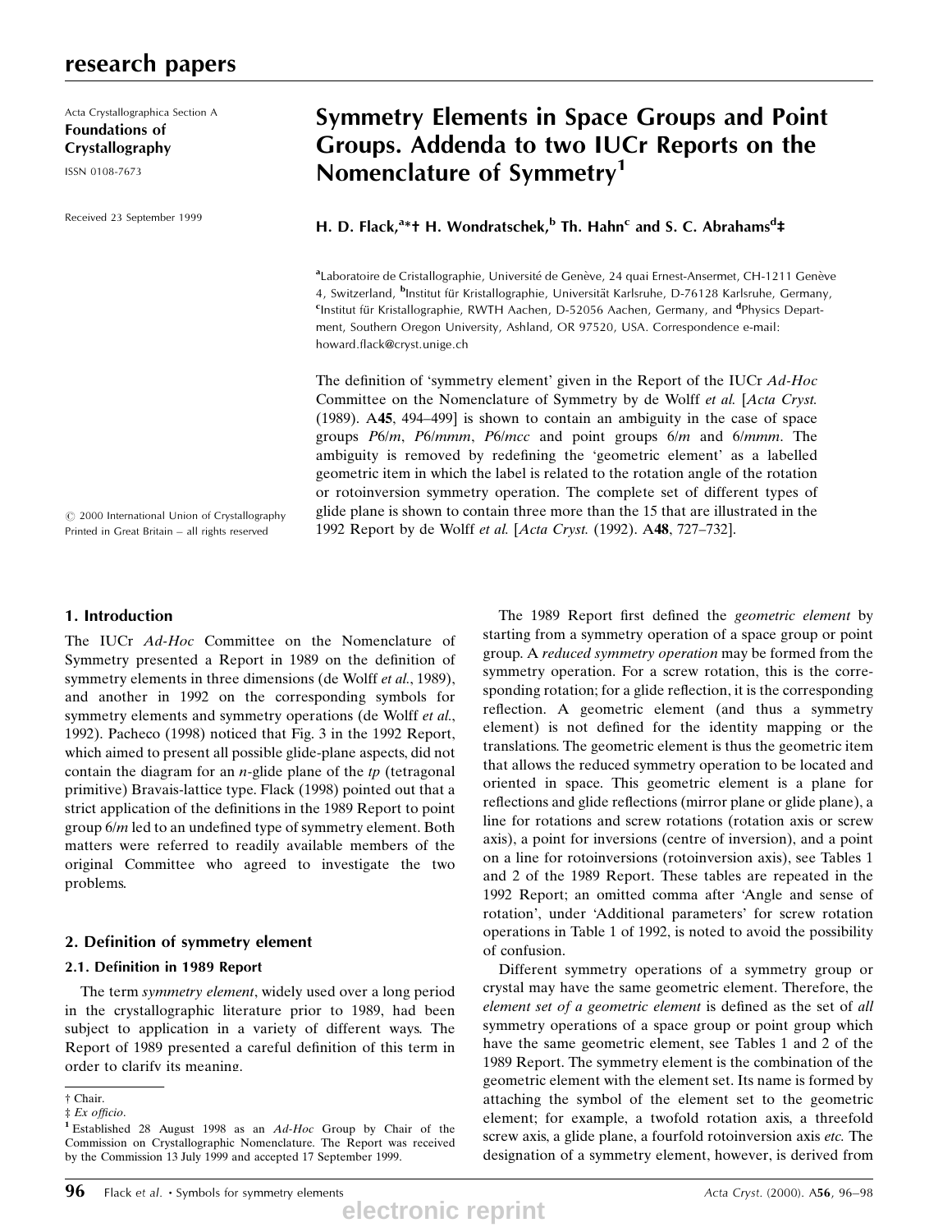research papers

Acta Crystallographica Section A
**Foundations of Crystallography**
ISSN 0108-7673

Received 23 September 1999

© 2000 International Union of Crystallography
Printed in Great Britain – all rights reserved

# Symmetry Elements in Space Groups and Point Groups. Addenda to two IUCr Reports on the Nomenclature of Symmetry[1]

**H. D. Flack,[a]*† H. Wondratschek,[b] Th. Hahn[c] and S. C. Abrahams[d]‡**

[a]Laboratoire de Cristallographie, Université de Genève, 24 quai Ernest-Ansermet, CH-1211 Genève 4, Switzerland, [b]Institut für Kristallographie, Universität Karlsruhe, D-76128 Karlsruhe, Germany, [c]Institut für Kristallographie, RWTH Aachen, D-52056 Aachen, Germany, and [d]Physics Department, Southern Oregon University, Ashland, OR 97520, USA. Correspondence e-mail: howard.flack@cryst.unige.ch

The definition of 'symmetry element' given in the Report of the IUCr *Ad-Hoc* Committee on the Nomenclature of Symmetry by de Wolff *et al.* [*Acta Cryst.* (1989). A**45**, 494–499] is shown to contain an ambiguity in the case of space groups *P*6/*m*, *P*6/*mmm*, *P*6/*mcc* and point groups 6/*m* and 6/*mmm*. The ambiguity is removed by redefining the 'geometric element' as a labelled geometric item in which the label is related to the rotation angle of the rotation or rotoinversion symmetry operation. The complete set of different types of glide plane is shown to contain three more than the 15 that are illustrated in the 1992 Report by de Wolff *et al.* [*Acta Cryst.* (1992). A**48**, 727–732].

## 1. Introduction

The IUCr *Ad-Hoc* Committee on the Nomenclature of Symmetry presented a Report in 1989 on the definition of symmetry elements in three dimensions (de Wolff *et al.*, 1989), and another in 1992 on the corresponding symbols for symmetry elements and symmetry operations (de Wolff *et al.*, 1992). Pacheco (1998) noticed that Fig. 3 in the 1992 Report, which aimed to present all possible glide-plane aspects, did not contain the diagram for an *n*-glide plane of the *tp* (tetragonal primitive) Bravais-lattice type. Flack (1998) pointed out that a strict application of the definitions in the 1989 Report to point group 6/*m* led to an undefined type of symmetry element. Both matters were referred to readily available members of the original Committee who agreed to investigate the two problems.

## 2. Definition of symmetry element

### 2.1. Definition in 1989 Report

The term *symmetry element*, widely used over a long period in the crystallographic literature prior to 1989, had been subject to application in a variety of different ways. The Report of 1989 presented a careful definition of this term in order to clarify its meaning.

The 1989 Report first defined the *geometric element* by starting from a symmetry operation of a space group or point group. A *reduced symmetry operation* may be formed from the symmetry operation. For a screw rotation, this is the corresponding rotation; for a glide reflection, it is the corresponding reflection. A geometric element (and thus a symmetry element) is not defined for the identity mapping or the translations. The geometric element is thus the geometric item that allows the reduced symmetry operation to be located and oriented in space. This geometric element is a plane for reflections and glide reflections (mirror plane or glide plane), a line for rotations and screw rotations (rotation axis or screw axis), a point for inversions (centre of inversion), and a point on a line for rotoinversions (rotoinversion axis), see Tables 1 and 2 of the 1989 Report. These tables are repeated in the 1992 Report; an omitted comma after 'Angle and sense of rotation', under 'Additional parameters' for screw rotation operations in Table 1 of 1992, is noted to avoid the possibility of confusion.

Different symmetry operations of a symmetry group or crystal may have the same geometric element. Therefore, the *element set of a geometric element* is defined as the set of *all* symmetry operations of a space group or point group which have the same geometric element, see Tables 1 and 2 of the 1989 Report. The symmetry element is the combination of the geometric element with the element set. Its name is formed by attaching the symbol of the element set to the geometric element; for example, a twofold rotation axis, a threefold screw axis, a glide plane, a fourfold rotoinversion axis *etc.* The designation of a symmetry element, however, is derived from

† Chair.
‡ *Ex officio*.
[1] Established 28 August 1998 as an *Ad-Hoc* Group by Chair of the Commission on Crystallographic Nomenclature. The Report was received by the Commission 13 July 1999 and accepted 17 September 1999.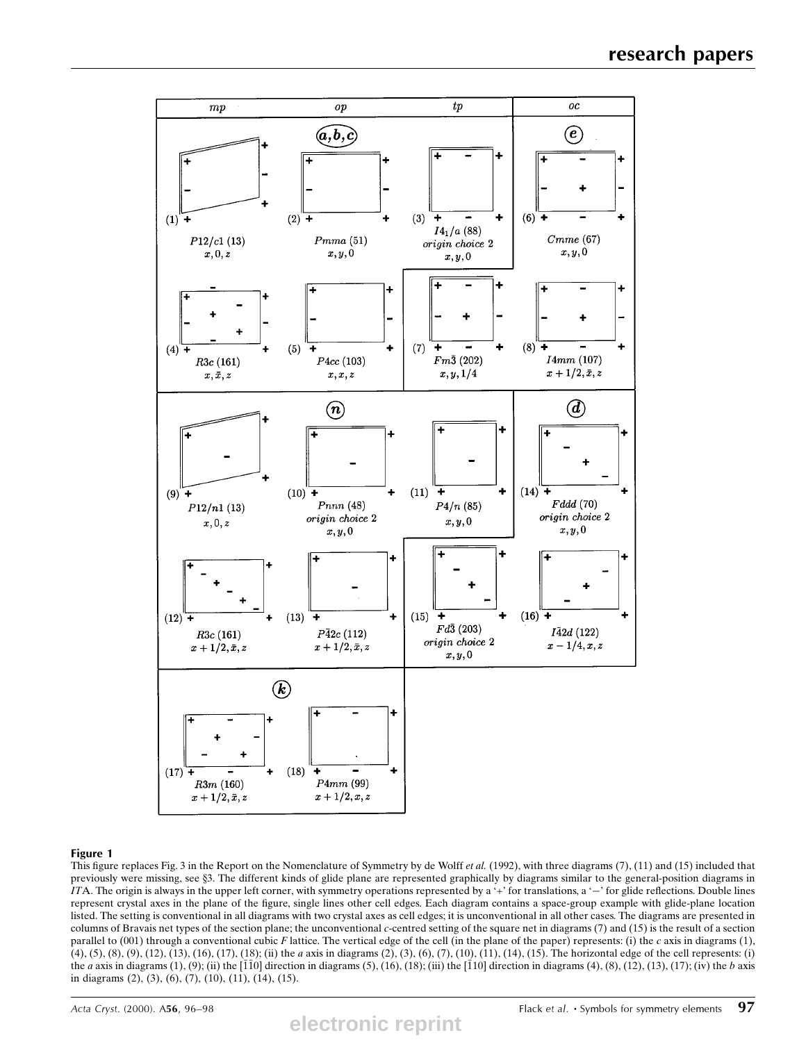**Figure 1**

This figure replaces Fig. 3 in the Report on the Nomenclature of Symmetry by de Wolff *et al.* (1992), with three diagrams (7), (11) and (15) included that previously were missing, see §3. The different kinds of glide plane are represented graphically by diagrams similar to the general-position diagrams in *IT*A. The origin is always in the upper left corner, with symmetry operations represented by a '+' for translations, a '−' for glide reflections. Double lines represent crystal axes in the plane of the figure, single lines other cell edges. Each diagram contains a space-group example with glide-plane location listed. The setting is conventional in all diagrams with two crystal axes as cell edges; it is unconventional in all other cases. The diagrams are presented in columns of Bravais net types of the section plane; the unconventional *c*-centred setting of the square net in diagrams (7) and (15) is the result of a section parallel to (001) through a conventional cubic *F* lattice. The vertical edge of the cell (in the plane of the paper) represents: (i) the *c* axis in diagrams (1), (4), (5), (8), (9), (12), (13), (16), (17), (18); (ii) the *a* axis in diagrams (2), (3), (6), (7), (10), (11), (14), (15). The horizontal edge of the cell represents: (i) the *a* axis in diagrams (1), (9); (ii) the $[\bar{1}\bar{1}0]$ direction in diagrams (5), (16), (18); (iii) the $[\bar{1}10]$ direction in diagrams (4), (8), (12), (13), (17); (iv) the *b* axis in diagrams (2), (3), (6), (7), (10), (11), (14), (15).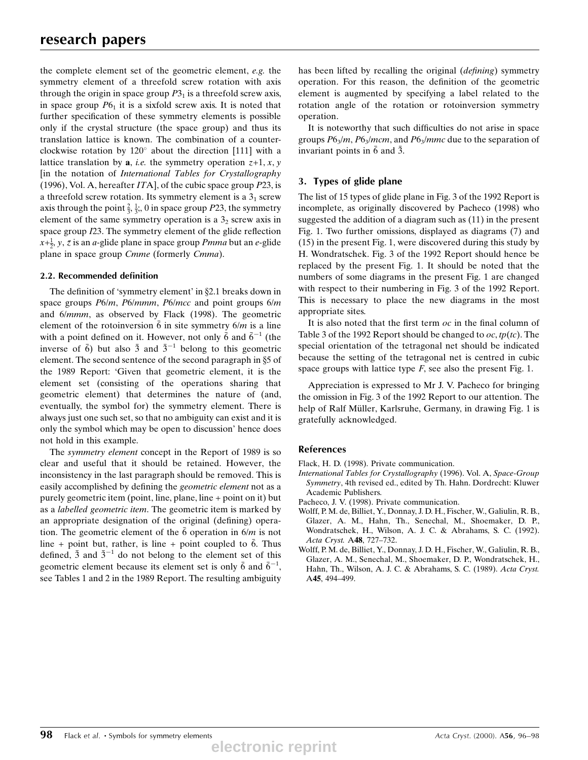the complete element set of the geometric element, *e.g.* the symmetry element of a threefold screw rotation with axis through the origin in space group $P3_1$ is a threefold screw axis, in space group $P6_1$ it is a sixfold screw axis. It is noted that further specification of these symmetry elements is possible only if the crystal structure (the space group) and thus its translation lattice is known. The combination of a counter-clockwise rotation by 120° about the direction [111] with a lattice translation by **a**, *i.e.* the symmetry operation $z+1, x, y$ [in the notation of *International Tables for Crystallography* (1996), Vol. A, hereafter *IT*A], of the cubic space group $P23$, is a threefold screw rotation. Its symmetry element is a $3_1$ screw axis through the point $\frac{2}{3}, \frac{1}{3}, 0$ in space group $P23$, the symmetry element of the same symmetry operation is a $3_2$ screw axis in space group $I23$. The symmetry element of the glide reflection $x+\frac{1}{2}, y, \bar{z}$ is an *a*-glide plane in space group *Pmma* but an *e*-glide plane in space group *Cmme* (formerly *Cmma*).

### 2.2. Recommended definition

The definition of 'symmetry element' in §2.1 breaks down in space groups $P6/m$, $P6/mmm$, $P6/mcc$ and point groups $6/m$ and $6/mmm$, as observed by Flack (1998). The geometric element of the rotoinversion $\bar{6}$ in site symmetry $6/m$ is a line with a point defined on it. However, not only $\bar{6}$ and $\bar{6}^{-1}$ (the inverse of $\bar{6}$) but also $\bar{3}$ and $\bar{3}^{-1}$ belong to this geometric element. The second sentence of the second paragraph in §5 of the 1989 Report: 'Given that geometric element, it is the element set (consisting of the operations sharing that geometric element) that determines the nature of (and, eventually, the symbol for) the symmetry element. There is always just one such set, so that no ambiguity can exist and it is only the symbol which may be open to discussion' hence does not hold in this example.

The *symmetry element* concept in the Report of 1989 is so clear and useful that it should be retained. However, the inconsistency in the last paragraph should be removed. This is easily accomplished by defining the *geometric element* not as a purely geometric item (point, line, plane, line + point on it) but as a *labelled geometric item*. The geometric item is marked by an appropriate designation of the original (defining) operation. The geometric element of the $\bar{6}$ operation in $6/m$ is not line + point but, rather, is line + point coupled to $\bar{6}$. Thus defined, $\bar{3}$ and $\bar{3}^{-1}$ do not belong to the element set of this geometric element because its element set is only $\bar{6}$ and $\bar{6}^{-1}$, see Tables 1 and 2 in the 1989 Report. The resulting ambiguity has been lifted by recalling the original (*defining*) symmetry operation. For this reason, the definition of the geometric element is augmented by specifying a label related to the rotation angle of the rotation or rotoinversion symmetry operation.

It is noteworthy that such difficulties do not arise in space groups $P6_3/m$, $P6_3/mcm$, and $P6_3/mmc$ due to the separation of invariant points in $\bar{6}$ and $\bar{3}$.

## 3. Types of glide plane

The list of 15 types of glide plane in Fig. 3 of the 1992 Report is incomplete, as originally discovered by Pacheco (1998) who suggested the addition of a diagram such as (11) in the present Fig. 1. Two further omissions, displayed as diagrams (7) and (15) in the present Fig. 1, were discovered during this study by H. Wondratschek. Fig. 3 of the 1992 Report should hence be replaced by the present Fig. 1. It should be noted that the numbers of some diagrams in the present Fig. 1 are changed with respect to their numbering in Fig. 3 of the 1992 Report. This is necessary to place the new diagrams in the most appropriate sites.

It is also noted that the first term *oc* in the final column of Table 3 of the 1992 Report should be changed to *oc*, *tp*(*tc*). The special orientation of the tetragonal net should be indicated because the setting of the tetragonal net is centred in cubic space groups with lattice type *F*, see also the present Fig. 1.

Appreciation is expressed to Mr J. V. Pacheco for bringing the omission in Fig. 3 of the 1992 Report to our attention. The help of Ralf Müller, Karlsruhe, Germany, in drawing Fig. 1 is gratefully acknowledged.

## References

Flack, H. D. (1998). Private communication.

*International Tables for Crystallography* (1996). Vol. A, *Space-Group Symmetry*, 4th revised ed., edited by Th. Hahn. Dordrecht: Kluwer Academic Publishers.

Pacheco, J. V. (1998). Private communication.

Wolff, P. M. de, Billiet, Y., Donnay, J. D. H., Fischer, W., Galiulin, R. B., Glazer, A. M., Hahn, Th., Senechal, M., Shoemaker, D. P., Wondratschek, H., Wilson, A. J. C. & Abrahams, S. C. (1992). *Acta Cryst.* A**48**, 727–732.

Wolff, P. M. de, Billiet, Y., Donnay, J. D. H., Fischer, W., Galiulin, R. B., Glazer, A. M., Senechal, M., Shoemaker, D. P., Wondratschek, H., Hahn, Th., Wilson, A. J. C. & Abrahams, S. C. (1989). *Acta Cryst.* A**45**, 494–499.